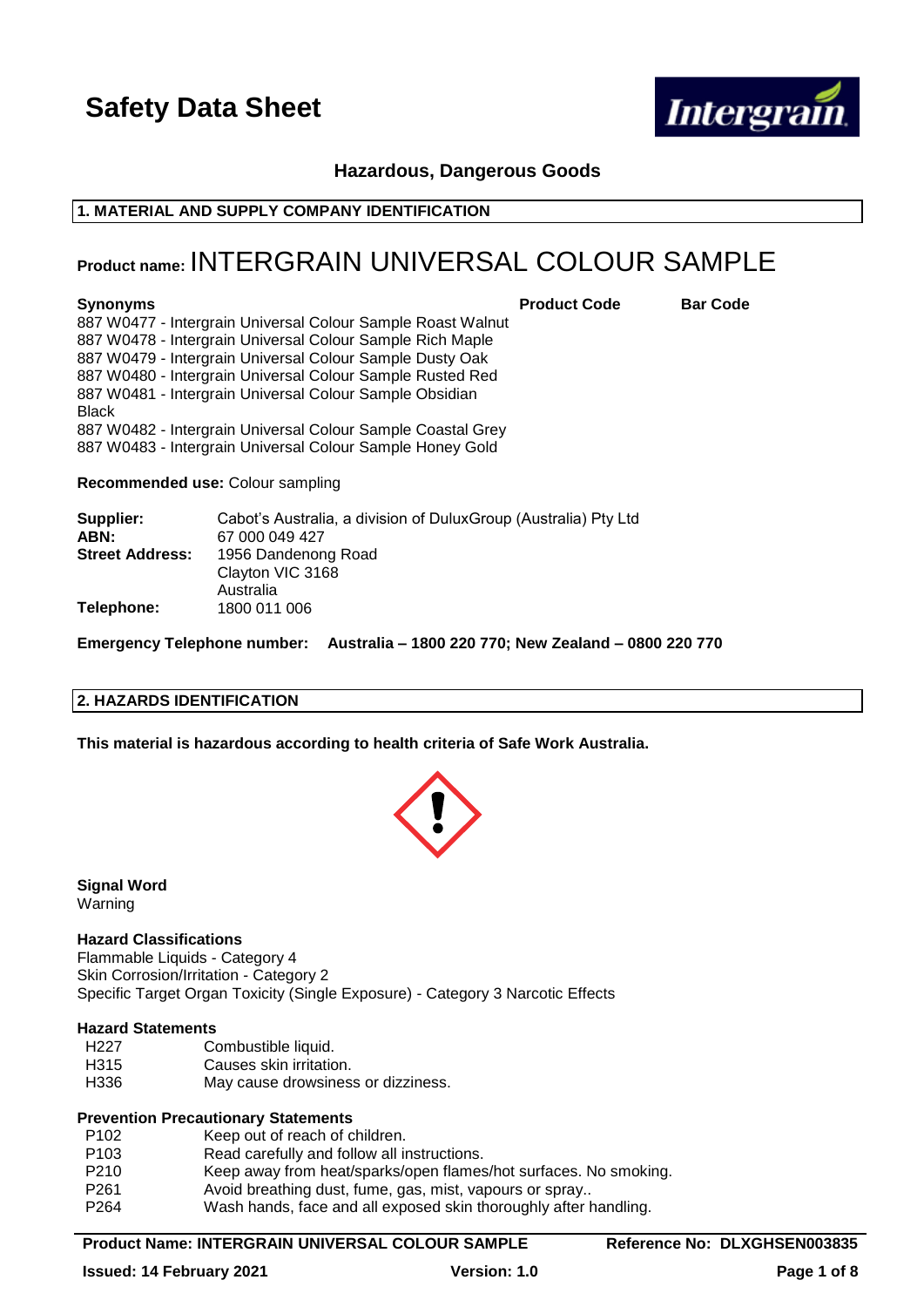# Safety Data Sheet

**Hazardous, Dangerous Goods**

## 1. MATERIAL AND SUPPLY COMPANY IDENTIFICATION

**Product name:** INTERGRAIN UNIVERSAL COLOUR SAMPLE

| Synonyms | Product Code | Bar Code |
| --- | --- | --- |
| 887 W0477 - Intergrain Universal Colour Sample Roast Walnut | | |
| 887 W0478 - Intergrain Universal Colour Sample Rich Maple | | |
| 887 W0479 - Intergrain Universal Colour Sample Dusty Oak | | |
| 887 W0480 - Intergrain Universal Colour Sample Rusted Red | | |
| 887 W0481 - Intergrain Universal Colour Sample Obsidian Black | | |
| 887 W0482 - Intergrain Universal Colour Sample Coastal Grey | | |
| 887 W0483 - Intergrain Universal Colour Sample Honey Gold | | |

**Recommended use:** Colour sampling

**Supplier:** Cabot's Australia, a division of DuluxGroup (Australia) Pty Ltd
**ABN:** 67 000 049 427
**Street Address:** 1956 Dandenong Road
Clayton VIC 3168
Australia
**Telephone:** 1800 011 006

**Emergency Telephone number: Australia – 1800 220 770; New Zealand – 0800 220 770**

## 2. HAZARDS IDENTIFICATION

**This material is hazardous according to health criteria of Safe Work Australia.**

**Signal Word**
Warning

**Hazard Classifications**
Flammable Liquids - Category 4
Skin Corrosion/Irritation - Category 2
Specific Target Organ Toxicity (Single Exposure) - Category 3 Narcotic Effects

**Hazard Statements**

| | |
| --- | --- |
| H227 | Combustible liquid. |
| H315 | Causes skin irritation. |
| H336 | May cause drowsiness or dizziness. |

**Prevention Precautionary Statements**

| | |
| --- | --- |
| P102 | Keep out of reach of children. |
| P103 | Read carefully and follow all instructions. |
| P210 | Keep away from heat/sparks/open flames/hot surfaces. No smoking. |
| P261 | Avoid breathing dust, fume, gas, mist, vapours or spray.. |
| P264 | Wash hands, face and all exposed skin thoroughly after handling. |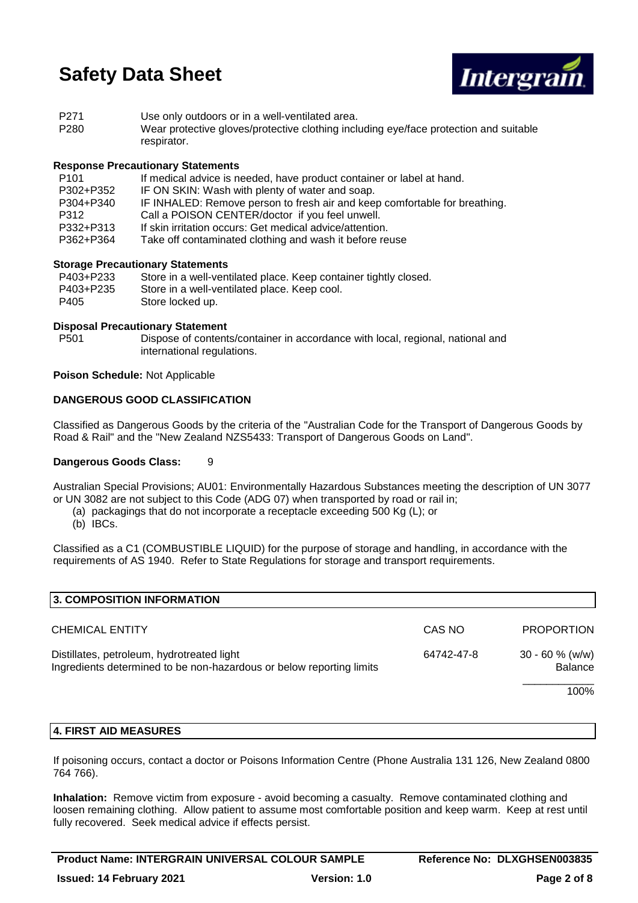| | |
|---|---|
| P271 | Use only outdoors or in a well-ventilated area. |
| P280 | Wear protective gloves/protective clothing including eye/face protection and suitable respirator. |

**Response Precautionary Statements**

| | |
|---|---|
| P101 | If medical advice is needed, have product container or label at hand. |
| P302+P352 | IF ON SKIN: Wash with plenty of water and soap. |
| P304+P340 | IF INHALED: Remove person to fresh air and keep comfortable for breathing. |
| P312 | Call a POISON CENTER/doctor if you feel unwell. |
| P332+P313 | If skin irritation occurs: Get medical advice/attention. |
| P362+P364 | Take off contaminated clothing and wash it before reuse |

**Storage Precautionary Statements**

| | |
|---|---|
| P403+P233 | Store in a well-ventilated place. Keep container tightly closed. |
| P403+P235 | Store in a well-ventilated place. Keep cool. |
| P405 | Store locked up. |

**Disposal Precautionary Statement**

| | |
|---|---|
| P501 | Dispose of contents/container in accordance with local, regional, national and international regulations. |

**Poison Schedule:** Not Applicable

**DANGEROUS GOOD CLASSIFICATION**

Classified as Dangerous Goods by the criteria of the "Australian Code for the Transport of Dangerous Goods by Road & Rail" and the "New Zealand NZS5433: Transport of Dangerous Goods on Land".

**Dangerous Goods Class:** 9

Australian Special Provisions; AU01: Environmentally Hazardous Substances meeting the description of UN 3077 or UN 3082 are not subject to this Code (ADG 07) when transported by road or rail in;

(a) packagings that do not incorporate a receptacle exceeding 500 Kg (L); or
(b) IBCs.

Classified as a C1 (COMBUSTIBLE LIQUID) for the purpose of storage and handling, in accordance with the requirements of AS 1940. Refer to State Regulations for storage and transport requirements.

## 3. COMPOSITION INFORMATION

| CHEMICAL ENTITY | CAS NO | PROPORTION |
|---|---|---|
| Distillates, petroleum, hydrotreated light | 64742-47-8 | 30 - 60 % (w/w) |
| Ingredients determined to be non-hazardous or below reporting limits | | Balance |
| | | 100% |

## 4. FIRST AID MEASURES

If poisoning occurs, contact a doctor or Poisons Information Centre (Phone Australia 131 126, New Zealand 0800 764 766).

**Inhalation:** Remove victim from exposure - avoid becoming a casualty. Remove contaminated clothing and loosen remaining clothing. Allow patient to assume most comfortable position and keep warm. Keep at rest until fully recovered. Seek medical advice if effects persist.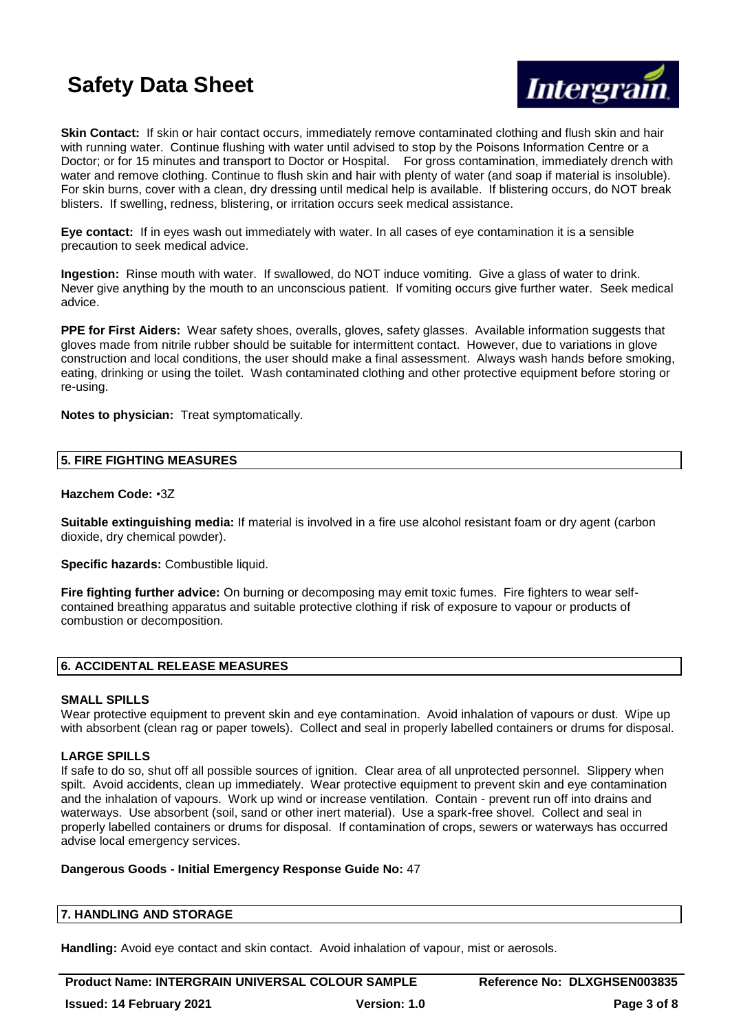**Skin Contact:** If skin or hair contact occurs, immediately remove contaminated clothing and flush skin and hair with running water. Continue flushing with water until advised to stop by the Poisons Information Centre or a Doctor; or for 15 minutes and transport to Doctor or Hospital. For gross contamination, immediately drench with water and remove clothing. Continue to flush skin and hair with plenty of water (and soap if material is insoluble). For skin burns, cover with a clean, dry dressing until medical help is available. If blistering occurs, do NOT break blisters. If swelling, redness, blistering, or irritation occurs seek medical assistance.

**Eye contact:** If in eyes wash out immediately with water. In all cases of eye contamination it is a sensible precaution to seek medical advice.

**Ingestion:** Rinse mouth with water. If swallowed, do NOT induce vomiting. Give a glass of water to drink. Never give anything by the mouth to an unconscious patient. If vomiting occurs give further water. Seek medical advice.

**PPE for First Aiders:** Wear safety shoes, overalls, gloves, safety glasses. Available information suggests that gloves made from nitrile rubber should be suitable for intermittent contact. However, due to variations in glove construction and local conditions, the user should make a final assessment. Always wash hands before smoking, eating, drinking or using the toilet. Wash contaminated clothing and other protective equipment before storing or re-using.

**Notes to physician:** Treat symptomatically.

## 5. FIRE FIGHTING MEASURES

**Hazchem Code:** •3Z

**Suitable extinguishing media:** If material is involved in a fire use alcohol resistant foam or dry agent (carbon dioxide, dry chemical powder).

**Specific hazards:** Combustible liquid.

**Fire fighting further advice:** On burning or decomposing may emit toxic fumes. Fire fighters to wear self-contained breathing apparatus and suitable protective clothing if risk of exposure to vapour or products of combustion or decomposition.

## 6. ACCIDENTAL RELEASE MEASURES

**SMALL SPILLS**

Wear protective equipment to prevent skin and eye contamination. Avoid inhalation of vapours or dust. Wipe up with absorbent (clean rag or paper towels). Collect and seal in properly labelled containers or drums for disposal.

**LARGE SPILLS**

If safe to do so, shut off all possible sources of ignition. Clear area of all unprotected personnel. Slippery when spilt. Avoid accidents, clean up immediately. Wear protective equipment to prevent skin and eye contamination and the inhalation of vapours. Work up wind or increase ventilation. Contain - prevent run off into drains and waterways. Use absorbent (soil, sand or other inert material). Use a spark-free shovel. Collect and seal in properly labelled containers or drums for disposal. If contamination of crops, sewers or waterways has occurred advise local emergency services.

**Dangerous Goods - Initial Emergency Response Guide No:** 47

## 7. HANDLING AND STORAGE

**Handling:** Avoid eye contact and skin contact. Avoid inhalation of vapour, mist or aerosols.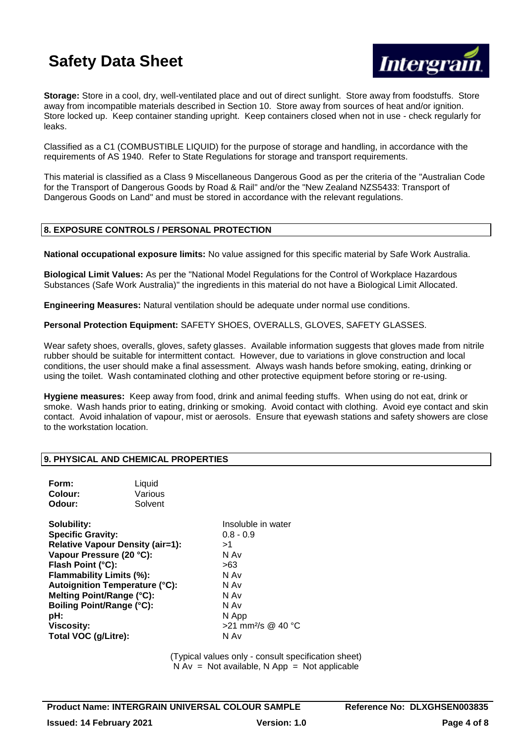**Storage:** Store in a cool, dry, well-ventilated place and out of direct sunlight. Store away from foodstuffs. Store away from incompatible materials described in Section 10. Store away from sources of heat and/or ignition. Store locked up. Keep container standing upright. Keep containers closed when not in use - check regularly for leaks.

Classified as a C1 (COMBUSTIBLE LIQUID) for the purpose of storage and handling, in accordance with the requirements of AS 1940. Refer to State Regulations for storage and transport requirements.

This material is classified as a Class 9 Miscellaneous Dangerous Good as per the criteria of the "Australian Code for the Transport of Dangerous Goods by Road & Rail" and/or the "New Zealand NZS5433: Transport of Dangerous Goods on Land" and must be stored in accordance with the relevant regulations.

## 8. EXPOSURE CONTROLS / PERSONAL PROTECTION

**National occupational exposure limits:** No value assigned for this specific material by Safe Work Australia.

**Biological Limit Values:** As per the "National Model Regulations for the Control of Workplace Hazardous Substances (Safe Work Australia)" the ingredients in this material do not have a Biological Limit Allocated.

**Engineering Measures:** Natural ventilation should be adequate under normal use conditions.

**Personal Protection Equipment:** SAFETY SHOES, OVERALLS, GLOVES, SAFETY GLASSES.

Wear safety shoes, overalls, gloves, safety glasses. Available information suggests that gloves made from nitrile rubber should be suitable for intermittent contact. However, due to variations in glove construction and local conditions, the user should make a final assessment. Always wash hands before smoking, eating, drinking or using the toilet. Wash contaminated clothing and other protective equipment before storing or re-using.

**Hygiene measures:** Keep away from food, drink and animal feeding stuffs. When using do not eat, drink or smoke. Wash hands prior to eating, drinking or smoking. Avoid contact with clothing. Avoid eye contact and skin contact. Avoid inhalation of vapour, mist or aerosols. Ensure that eyewash stations and safety showers are close to the workstation location.

## 9. PHYSICAL AND CHEMICAL PROPERTIES

| | |
|---|---|
| **Form:** | Liquid |
| **Colour:** | Various |
| **Odour:** | Solvent |

| | |
|---|---|
| **Solubility:** | Insoluble in water |
| **Specific Gravity:** | 0.8 - 0.9 |
| **Relative Vapour Density (air=1):** | >1 |
| **Vapour Pressure (20 °C):** | N Av |
| **Flash Point (°C):** | >63 |
| **Flammability Limits (%):** | N Av |
| **Autoignition Temperature (°C):** | N Av |
| **Melting Point/Range (°C):** | N Av |
| **Boiling Point/Range (°C):** | N Av |
| **pH:** | N App |
| **Viscosity:** | >21 mm²/s @ 40 °C |
| **Total VOC (g/Litre):** | N Av |

(Typical values only - consult specification sheet)
N Av = Not available, N App = Not applicable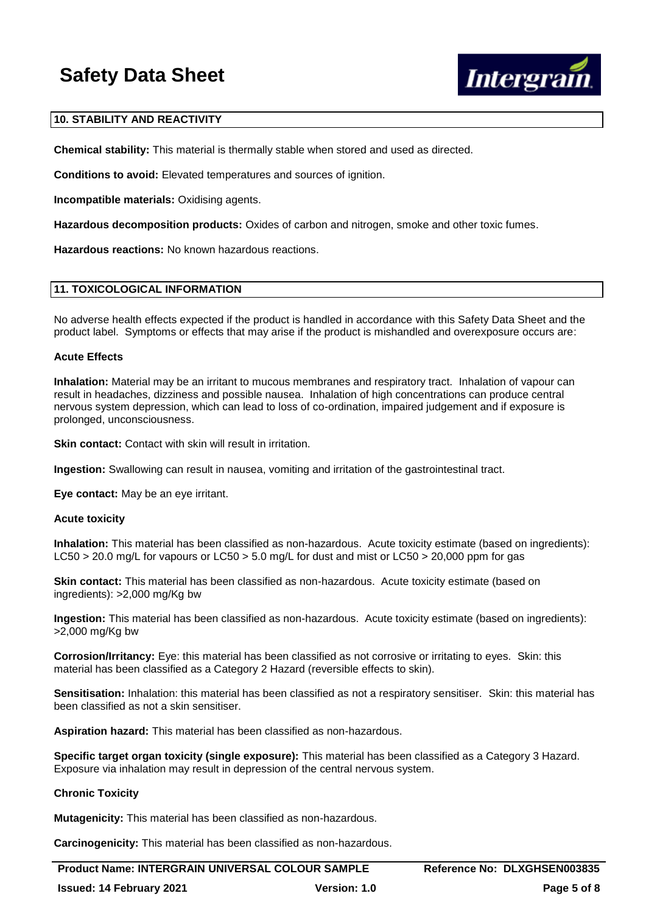## 10. STABILITY AND REACTIVITY

**Chemical stability:** This material is thermally stable when stored and used as directed.

**Conditions to avoid:** Elevated temperatures and sources of ignition.

**Incompatible materials:** Oxidising agents.

**Hazardous decomposition products:** Oxides of carbon and nitrogen, smoke and other toxic fumes.

**Hazardous reactions:** No known hazardous reactions.

## 11. TOXICOLOGICAL INFORMATION

No adverse health effects expected if the product is handled in accordance with this Safety Data Sheet and the product label. Symptoms or effects that may arise if the product is mishandled and overexposure occurs are:

### Acute Effects

**Inhalation:** Material may be an irritant to mucous membranes and respiratory tract. Inhalation of vapour can result in headaches, dizziness and possible nausea. Inhalation of high concentrations can produce central nervous system depression, which can lead to loss of co-ordination, impaired judgement and if exposure is prolonged, unconsciousness.

**Skin contact:** Contact with skin will result in irritation.

**Ingestion:** Swallowing can result in nausea, vomiting and irritation of the gastrointestinal tract.

**Eye contact:** May be an eye irritant.

### Acute toxicity

**Inhalation:** This material has been classified as non-hazardous. Acute toxicity estimate (based on ingredients): LC50 > 20.0 mg/L for vapours or LC50 > 5.0 mg/L for dust and mist or LC50 > 20,000 ppm for gas

**Skin contact:** This material has been classified as non-hazardous. Acute toxicity estimate (based on ingredients): >2,000 mg/Kg bw

**Ingestion:** This material has been classified as non-hazardous. Acute toxicity estimate (based on ingredients): >2,000 mg/Kg bw

**Corrosion/Irritancy:** Eye: this material has been classified as not corrosive or irritating to eyes. Skin: this material has been classified as a Category 2 Hazard (reversible effects to skin).

**Sensitisation:** Inhalation: this material has been classified as not a respiratory sensitiser. Skin: this material has been classified as not a skin sensitiser.

**Aspiration hazard:** This material has been classified as non-hazardous.

**Specific target organ toxicity (single exposure):** This material has been classified as a Category 3 Hazard. Exposure via inhalation may result in depression of the central nervous system.

### Chronic Toxicity

**Mutagenicity:** This material has been classified as non-hazardous.

**Carcinogenicity:** This material has been classified as non-hazardous.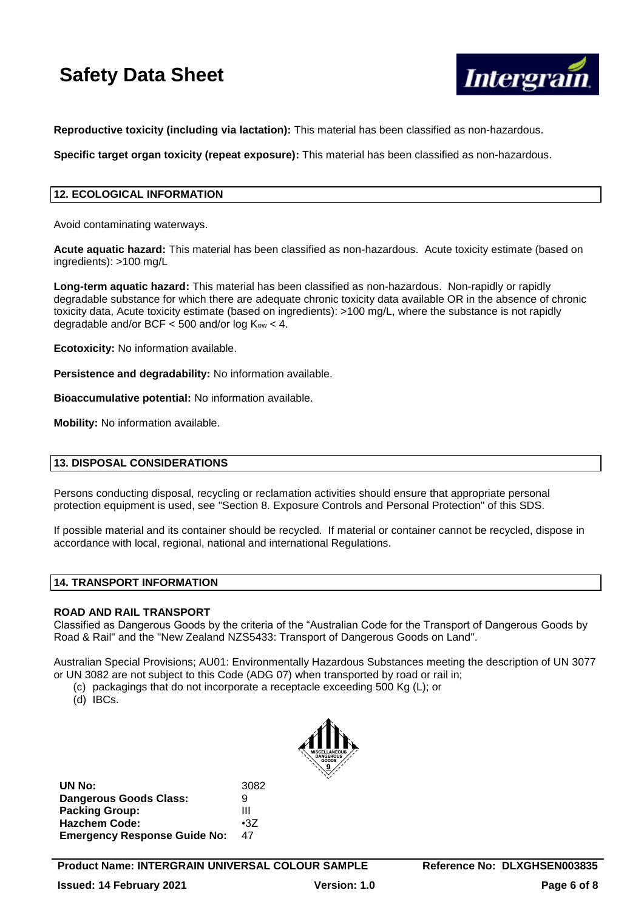**Reproductive toxicity (including via lactation):** This material has been classified as non-hazardous.

**Specific target organ toxicity (repeat exposure):** This material has been classified as non-hazardous.

## 12. ECOLOGICAL INFORMATION

Avoid contaminating waterways.

**Acute aquatic hazard:** This material has been classified as non-hazardous. Acute toxicity estimate (based on ingredients): >100 mg/L

**Long-term aquatic hazard:** This material has been classified as non-hazardous. Non-rapidly or rapidly degradable substance for which there are adequate chronic toxicity data available OR in the absence of chronic toxicity data, Acute toxicity estimate (based on ingredients): >100 mg/L, where the substance is not rapidly degradable and/or BCF < 500 and/or log $K_{ow}$ < 4.

**Ecotoxicity:** No information available.

**Persistence and degradability:** No information available.

**Bioaccumulative potential:** No information available.

**Mobility:** No information available.

## 13. DISPOSAL CONSIDERATIONS

Persons conducting disposal, recycling or reclamation activities should ensure that appropriate personal protection equipment is used, see "Section 8. Exposure Controls and Personal Protection" of this SDS.

If possible material and its container should be recycled. If material or container cannot be recycled, dispose in accordance with local, regional, national and international Regulations.

## 14. TRANSPORT INFORMATION

**ROAD AND RAIL TRANSPORT**
Classified as Dangerous Goods by the criteria of the "Australian Code for the Transport of Dangerous Goods by Road & Rail" and the "New Zealand NZS5433: Transport of Dangerous Goods on Land".

Australian Special Provisions; AU01: Environmentally Hazardous Substances meeting the description of UN 3077 or UN 3082 are not subject to this Code (ADG 07) when transported by road or rail in;

(c) packagings that do not incorporate a receptacle exceeding 500 Kg (L); or
(d) IBCs.

| | |
|---|---|
| **UN No:** | 3082 |
| **Dangerous Goods Class:** | 9 |
| **Packing Group:** | III |
| **Hazchem Code:** | •3Z |
| **Emergency Response Guide No:** | 47 |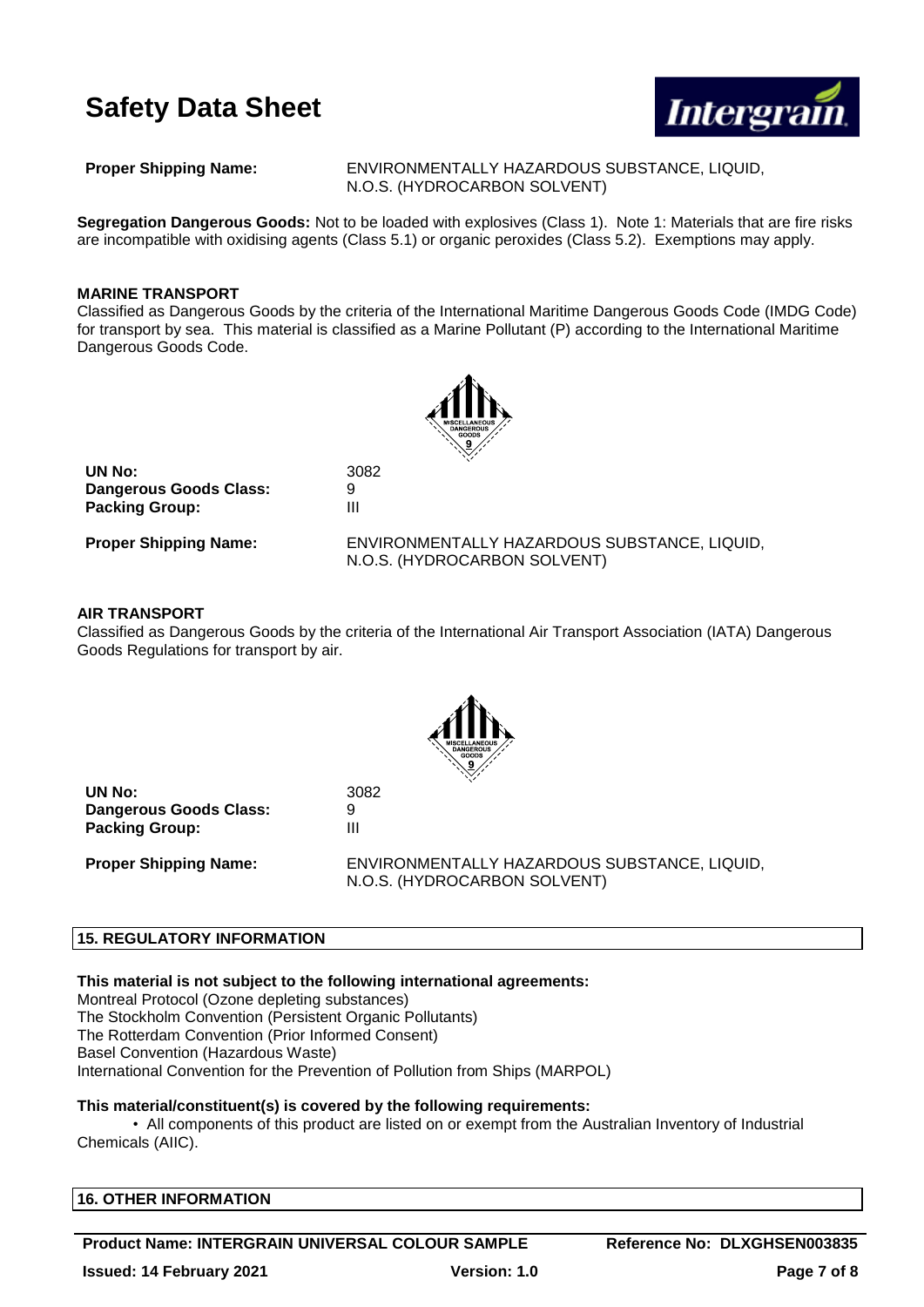**Proper Shipping Name:** ENVIRONMENTALLY HAZARDOUS SUBSTANCE, LIQUID, N.O.S. (HYDROCARBON SOLVENT)

**Segregation Dangerous Goods:** Not to be loaded with explosives (Class 1). Note 1: Materials that are fire risks are incompatible with oxidising agents (Class 5.1) or organic peroxides (Class 5.2). Exemptions may apply.

**MARINE TRANSPORT**

Classified as Dangerous Goods by the criteria of the International Maritime Dangerous Goods Code (IMDG Code) for transport by sea. This material is classified as a Marine Pollutant (P) according to the International Maritime Dangerous Goods Code.

**UN No:** 3082
**Dangerous Goods Class:** 9
**Packing Group:** III

**Proper Shipping Name:** ENVIRONMENTALLY HAZARDOUS SUBSTANCE, LIQUID, N.O.S. (HYDROCARBON SOLVENT)

**AIR TRANSPORT**

Classified as Dangerous Goods by the criteria of the International Air Transport Association (IATA) Dangerous Goods Regulations for transport by air.

**UN No:** 3082
**Dangerous Goods Class:** 9
**Packing Group:** III

**Proper Shipping Name:** ENVIRONMENTALLY HAZARDOUS SUBSTANCE, LIQUID, N.O.S. (HYDROCARBON SOLVENT)

## 15. REGULATORY INFORMATION

**This material is not subject to the following international agreements:**

Montreal Protocol (Ozone depleting substances)
The Stockholm Convention (Persistent Organic Pollutants)
The Rotterdam Convention (Prior Informed Consent)
Basel Convention (Hazardous Waste)
International Convention for the Prevention of Pollution from Ships (MARPOL)

**This material/constituent(s) is covered by the following requirements:**

- All components of this product are listed on or exempt from the Australian Inventory of Industrial Chemicals (AIIC).

## 16. OTHER INFORMATION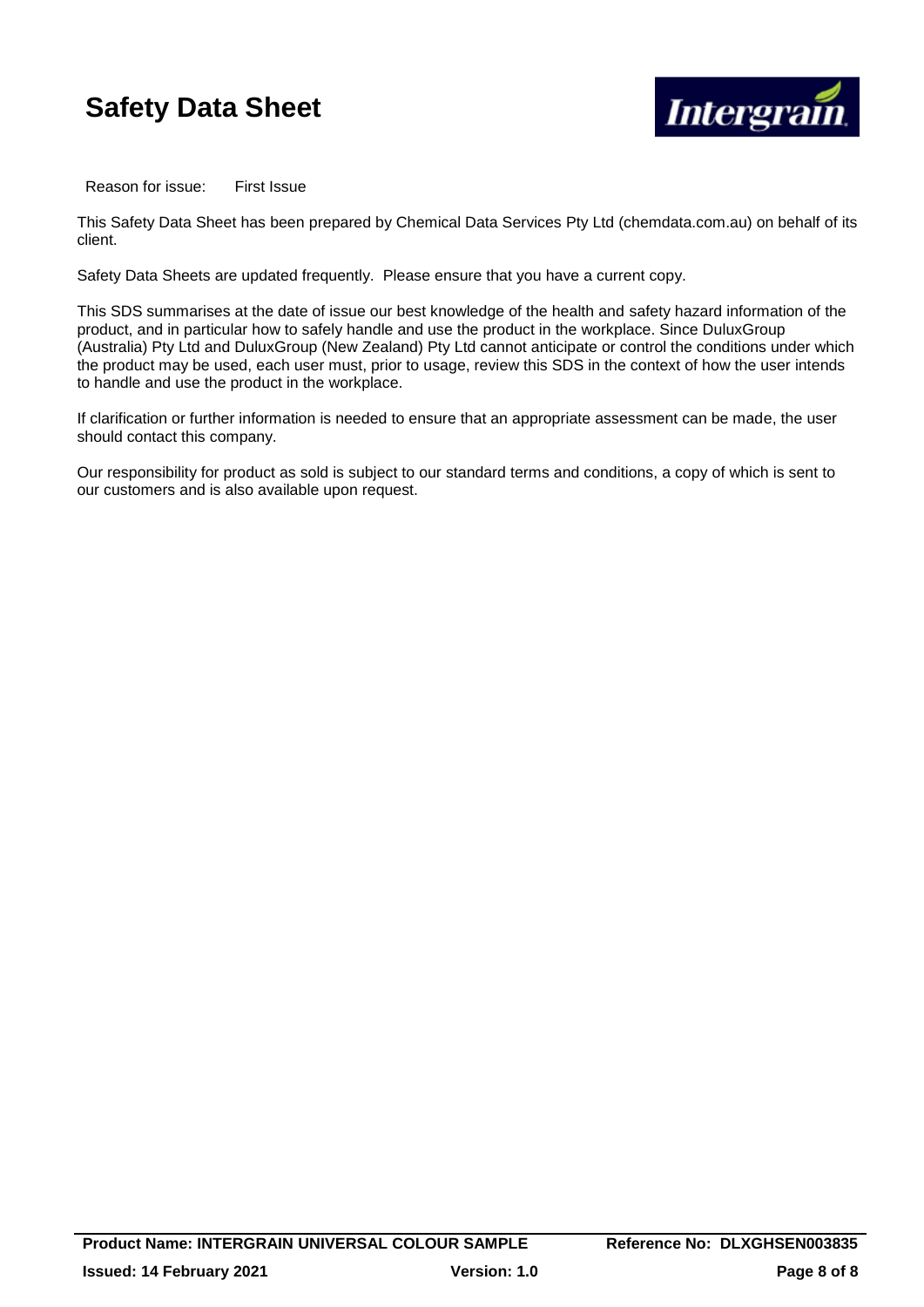Reason for issue: First Issue

This Safety Data Sheet has been prepared by Chemical Data Services Pty Ltd (chemdata.com.au) on behalf of its client.

Safety Data Sheets are updated frequently. Please ensure that you have a current copy.

This SDS summarises at the date of issue our best knowledge of the health and safety hazard information of the product, and in particular how to safely handle and use the product in the workplace. Since DuluxGroup (Australia) Pty Ltd and DuluxGroup (New Zealand) Pty Ltd cannot anticipate or control the conditions under which the product may be used, each user must, prior to usage, review this SDS in the context of how the user intends to handle and use the product in the workplace.

If clarification or further information is needed to ensure that an appropriate assessment can be made, the user should contact this company.

Our responsibility for product as sold is subject to our standard terms and conditions, a copy of which is sent to our customers and is also available upon request.